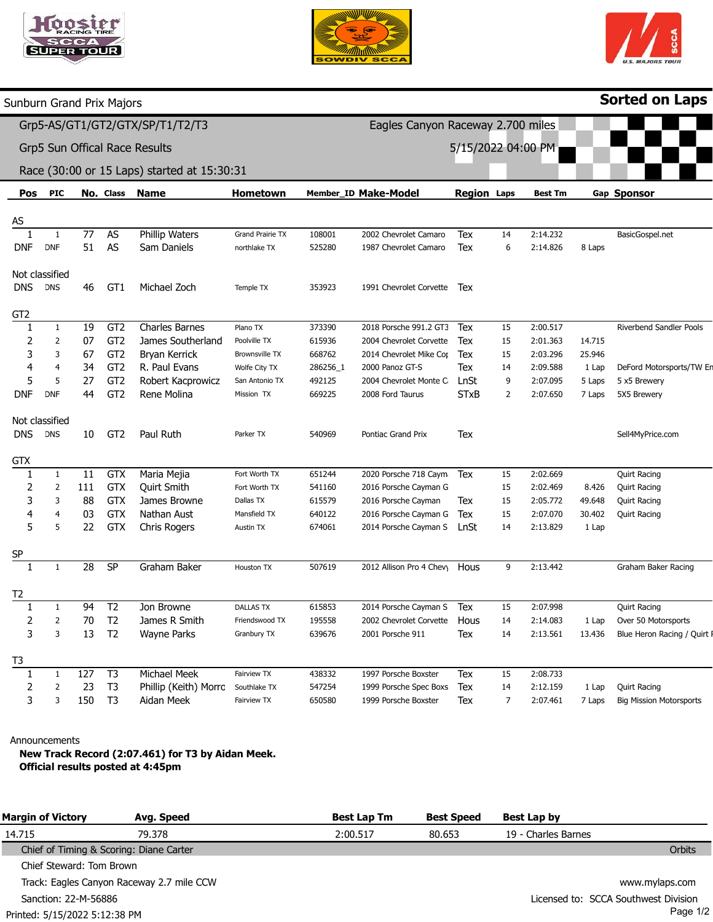Sunburn Grand Prix Majors

**Sorted on Laps**

Grp5-AS/GT1/GT2/GTX/SP/T1/T2/T3 — Eagles Canyon Raceway 2.700 miles

Grp5 Sun Offical Race Results — 5/15/2022 04:00 PM

Race (30:00 or 15 Laps) started at 15:30:31

| Pos | PIC | No. | Class | Name | Hometown | Member_ID | Make-Model | Region | Laps | Best Tm | Gap | Sponsor |
|---|---|---|---|---|---|---|---|---|---|---|---|---|
| **AS** | | | | | | | | | | | | |
| 1 | 1 | 77 | AS | Phillip Waters | Grand Prairie TX | 108001 | 2002 Chevrolet Camaro | Tex | 14 | 2:14.232 | | BasicGospel.net |
| DNF | DNF | 51 | AS | Sam Daniels | northlake TX | 525280 | 1987 Chevrolet Camaro | Tex | 6 | 2:14.826 | 8 Laps | |
| **Not classified** | | | | | | | | | | | | |
| DNS | DNS | 46 | GT1 | Michael Zoch | Temple TX | 353923 | 1991 Chevrolet Corvette | Tex | | | | |
| **GT2** | | | | | | | | | | | | |
| 1 | 1 | 19 | GT2 | Charles Barnes | Plano TX | 373390 | 2018 Porsche 991.2 GT3 | Tex | 15 | 2:00.517 | | Riverbend Sandler Pools |
| 2 | 2 | 07 | GT2 | James Southerland | Poolville TX | 615936 | 2004 Chevrolet Corvette | Tex | 15 | 2:01.363 | 14.715 | |
| 3 | 3 | 67 | GT2 | Bryan Kerrick | Brownsville TX | 668762 | 2014 Chevrolet Mike Cop | Tex | 15 | 2:03.296 | 25.946 | |
| 4 | 4 | 34 | GT2 | R. Paul Evans | Wolfe City TX | 286256_1 | 2000 Panoz GT-S | Tex | 14 | 2:09.588 | 1 Lap | DeFord Motorsports/TW En |
| 5 | 5 | 27 | GT2 | Robert Kacprowicz | San Antonio TX | 492125 | 2004 Chevrolet Monte C | LnSt | 9 | 2:07.095 | 5 Laps | 5 x5 Brewery |
| DNF | DNF | 44 | GT2 | Rene Molina | Mission TX | 669225 | 2008 Ford Taurus | STxB | 2 | 2:07.650 | 7 Laps | 5X5 Brewery |
| **Not classified** | | | | | | | | | | | | |
| DNS | DNS | 10 | GT2 | Paul Ruth | Parker TX | 540969 | Pontiac Grand Prix | Tex | | | | Sell4MyPrice.com |
| **GTX** | | | | | | | | | | | | |
| 1 | 1 | 11 | GTX | Maria Mejia | Fort Worth TX | 651244 | 2020 Porsche 718 Caym | Tex | 15 | 2:02.669 | | Quirt Racing |
| 2 | 2 | 111 | GTX | Quirt Smith | Fort Worth TX | 541160 | 2016 Porsche Cayman G | | 15 | 2:02.469 | 8.426 | Quirt Racing |
| 3 | 3 | 88 | GTX | James Browne | Dallas TX | 615579 | 2016 Porsche Cayman | Tex | 15 | 2:05.772 | 49.648 | Quirt Racing |
| 4 | 4 | 03 | GTX | Nathan Aust | Mansfield TX | 640122 | 2016 Porsche Cayman G | Tex | 15 | 2:07.070 | 30.402 | Quirt Racing |
| 5 | 5 | 22 | GTX | Chris Rogers | Austin TX | 674061 | 2014 Porsche Cayman S | LnSt | 14 | 2:13.829 | 1 Lap | |
| **SP** | | | | | | | | | | | | |
| 1 | 1 | 28 | SP | Graham Baker | Houston TX | 507619 | 2012 Allison Pro 4 Chevy | Hous | 9 | 2:13.442 | | Graham Baker Racing |
| **T2** | | | | | | | | | | | | |
| 1 | 1 | 94 | T2 | Jon Browne | DALLAS TX | 615853 | 2014 Porsche Cayman S | Tex | 15 | 2:07.998 | | Quirt Racing |
| 2 | 2 | 70 | T2 | James R Smith | Friendswood TX | 195558 | 2002 Chevrolet Corvette | Hous | 14 | 2:14.083 | 1 Lap | Over 50 Motorsports |
| 3 | 3 | 13 | T2 | Wayne Parks | Granbury TX | 639676 | 2001 Porsche 911 | Tex | 14 | 2:13.561 | 13.436 | Blue Heron Racing / Quirt R |
| **T3** | | | | | | | | | | | | |
| 1 | 1 | 127 | T3 | Michael Meek | Fairview TX | 438332 | 1997 Porsche Boxster | Tex | 15 | 2:08.733 | | |
| 2 | 2 | 23 | T3 | Phillip (Keith) Morro | Southlake TX | 547254 | 1999 Porsche Spec Boxs | Tex | 14 | 2:12.159 | 1 Lap | Quirt Racing |
| 3 | 3 | 150 | T3 | Aidan Meek | Fairview TX | 650580 | 1999 Porsche Boxster | Tex | 7 | 2:07.461 | 7 Laps | Big Mission Motorsports |

Announcements

**New Track Record (2:07.461) for T3 by Aidan Meek.**
**Official results posted at 4:45pm**

| Margin of Victory | Avg. Speed | Best Lap Tm | Best Speed | Best Lap by |
|---|---|---|---|---|
| 14.715 | 79.378 | 2:00.517 | 80.653 | 19 - Charles Barnes |

Chief of Timing & Scoring: Diane Carter — Orbits

Chief Steward: Tom Brown

Track: Eagles Canyon Raceway 2.7 mile CCW — www.mylaps.com

Sanction: 22-M-56886 — Licensed to: SCCA Southwest Division

Printed: 5/15/2022 5:12:38 PM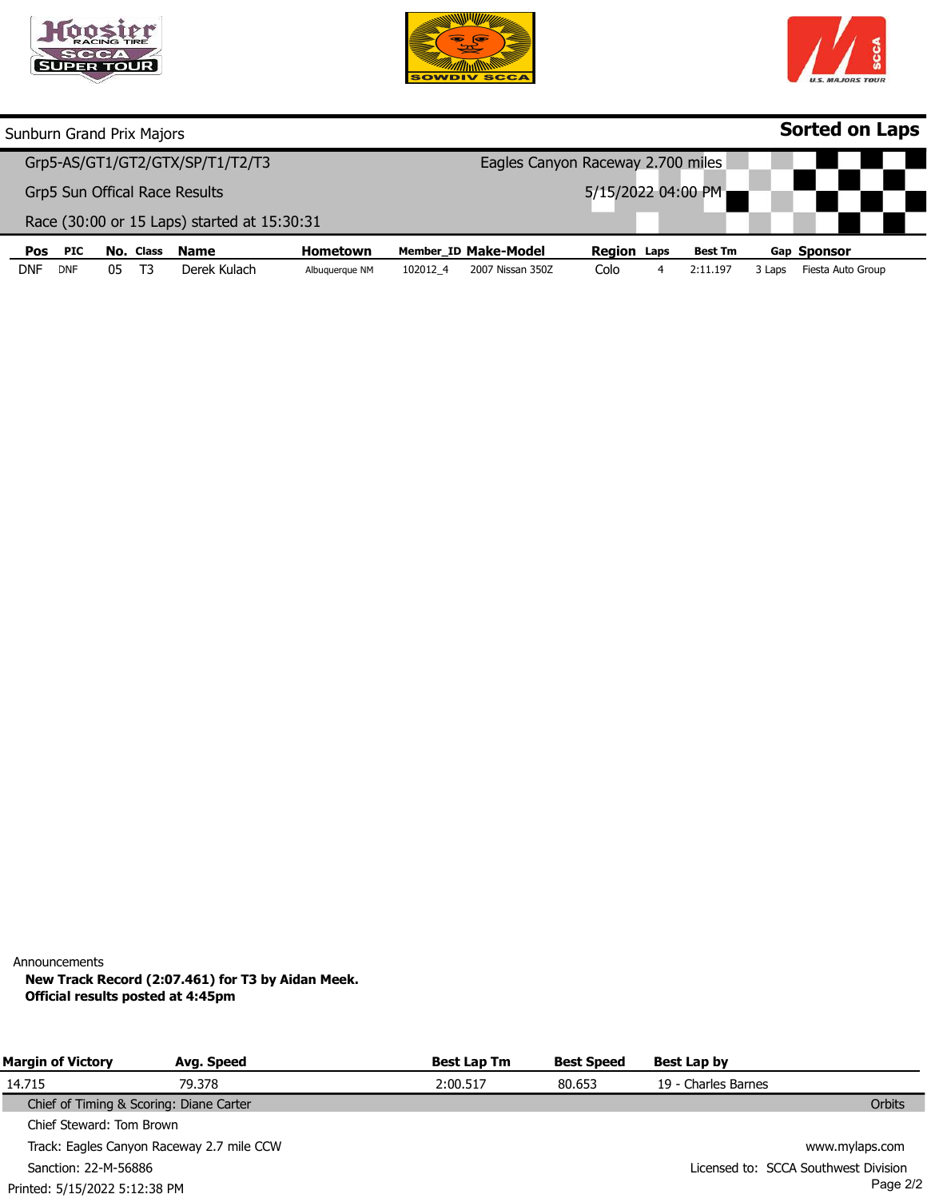Sunburn Grand Prix Majors

**Sorted on Laps**

Grp5-AS/GT1/GT2/GTX/SP/T1/T2/T3

Eagles Canyon Raceway 2.700 miles

Grp5 Sun Offical Race Results

5/15/2022 04:00 PM

Race (30:00 or 15 Laps) started at 15:30:31

| Pos | PIC | No. | Class | Name | Hometown | Member_ID | Make-Model | Region | Laps | Best Tm | Gap | Sponsor |
|---|---|---|---|---|---|---|---|---|---|---|---|---|
| DNF | DNF | 05 | T3 | Derek Kulach | Albuquerque NM | 102012_4 | 2007 Nissan 350Z | Colo | 4 | 2:11.197 | 3 Laps | Fiesta Auto Group |

Announcements

**New Track Record (2:07.461) for T3 by Aidan Meek.**
**Official results posted at 4:45pm**

| Margin of Victory | Avg. Speed | Best Lap Tm | Best Speed | Best Lap by |
|---|---|---|---|---|
| 14.715 | 79.378 | 2:00.517 | 80.653 | 19 - Charles Barnes |

Chief of Timing & Scoring: Diane Carter

Orbits

Chief Steward: Tom Brown

Track: Eagles Canyon Raceway 2.7 mile CCW

www.mylaps.com

Sanction: 22-M-56886

Licensed to: SCCA Southwest Division

Printed: 5/15/2022 5:12:38 PM